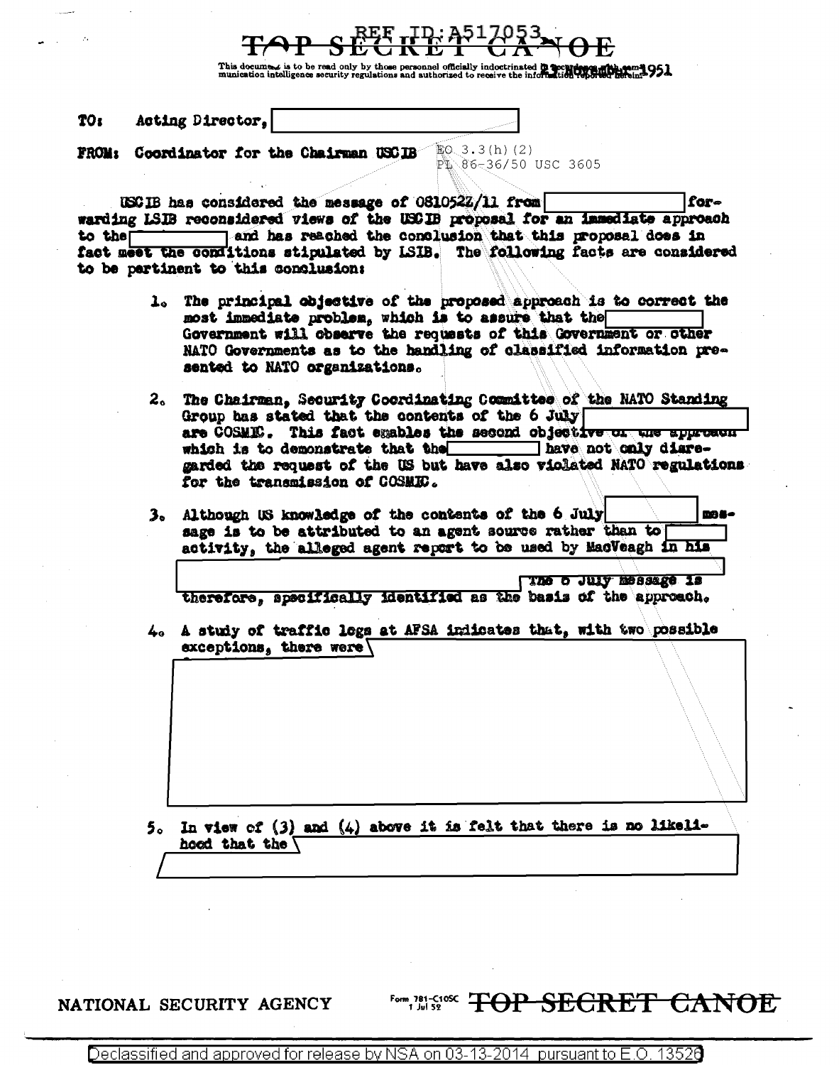TOP SECRET CANOE

REF ID:A517053

This document is to be read only by those personnel officially indoctrinated in accordance with communication intelligence security regulations and authorized to receive the information reported herein.

21 November 1951

**TO:** Acting Director, [redacted]

**FROM:** Coordinator for the Chairman USCIB

EO 3.3(h)(2)
PL 86-36/50 USC 3605

USCIB has considered the message of 081052Z/11 from [redacted] forwarding LSIB reconsidered views of the USCIB proposal for an immediate approach to the [redacted] and has reached the conclusion that this proposal does in fact meet the conditions stipulated by LSIB. The following facts are considered to be pertinent to this conclusion:

1. The principal objective of the proposed approach is to correct the most immediate problem, which is to assure that the [redacted] Government will observe the requests of this Government or other NATO Governments as to the handling of classified information presented to NATO organizations.

2. The Chairman, Security Coordinating Committee of the NATO Standing Group has stated that the contents of the 6 July [redacted] are COSMIC. This fact enables the second objective of the approach which is to demonstrate that the [redacted] have not only disregarded the request of the US but have also violated NATO regulations for the transmission of COSMIC.

3. Although US knowledge of the contents of the 6 July [redacted] message is to be attributed to an agent source rather than to [redacted] activity, the alleged agent report to be used by MacVeagh in his [redacted] The 6 July message is therefore, specifically identified as the basis of the approach.

4. A study of traffic logs at AFSA indicates that, with two possible exceptions, there were [redacted]

5. In view of (3) and (4) above it is felt that there is no likelihood that the [redacted]

NATIONAL SECURITY AGENCY

Form 781-C10SC 1 Jul 52 TOP SECRET CANOE

Declassified and approved for release by NSA on 03-13-2014 pursuant to E.O. 13526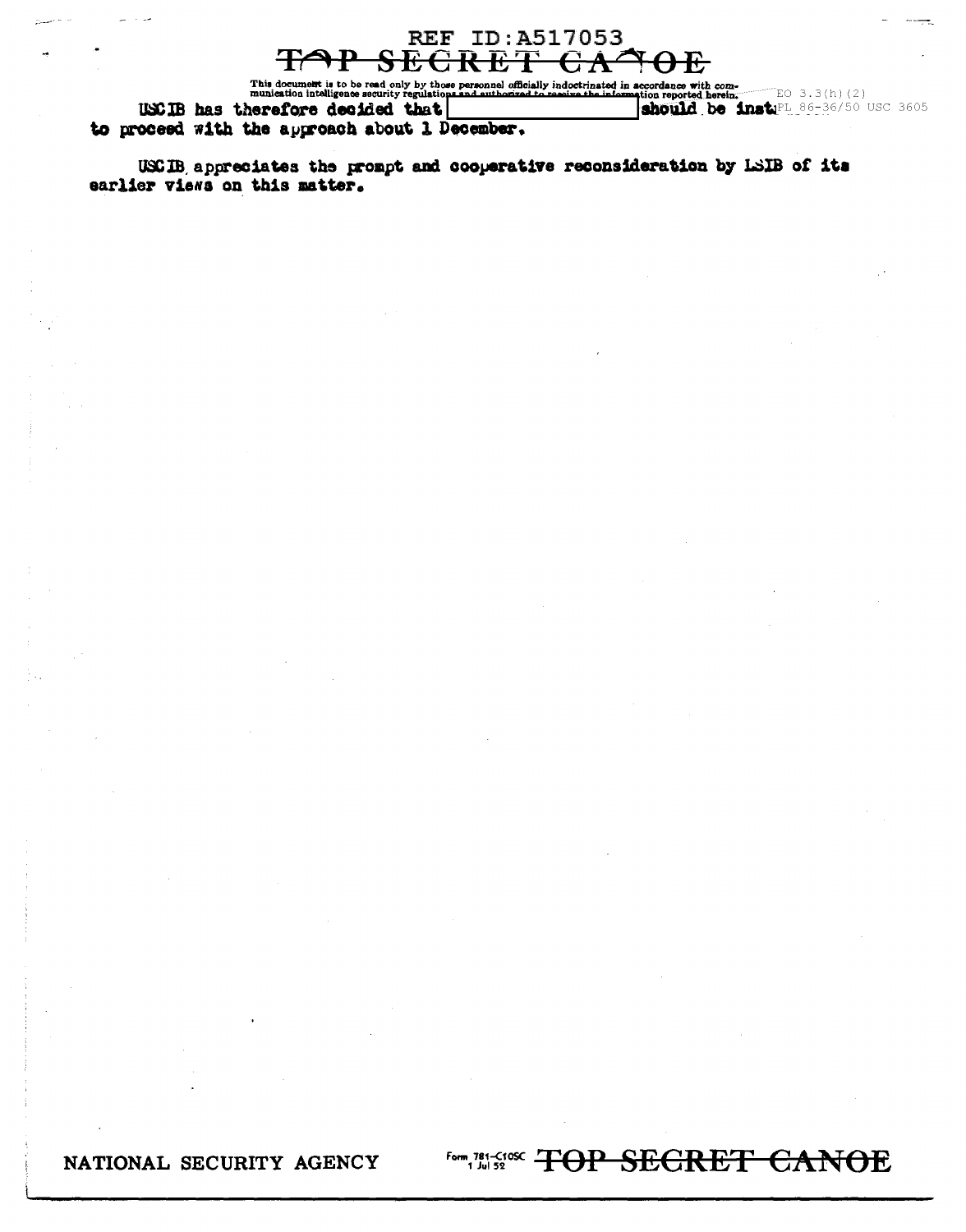REF ID:A517053

~~TOP SECRET CANOE~~

This document is to be read only by those personnel officially indoctrinated in accordance with communication intelligence security regulations and authorized to receive the information reported herein.

EO 3.3(h)(2)
PL 86-36/50 USC 3605

USCIB has therefore decided that [REDACTED] should be instructed to proceed with the approach about 1 December.

USCIB appreciates the prompt and cooperative reconsideration by LSIB of its earlier views on this matter.

NATIONAL SECURITY AGENCY

Form 781-C10SC 1 Jul 52 ~~TOP SECRET CANOE~~